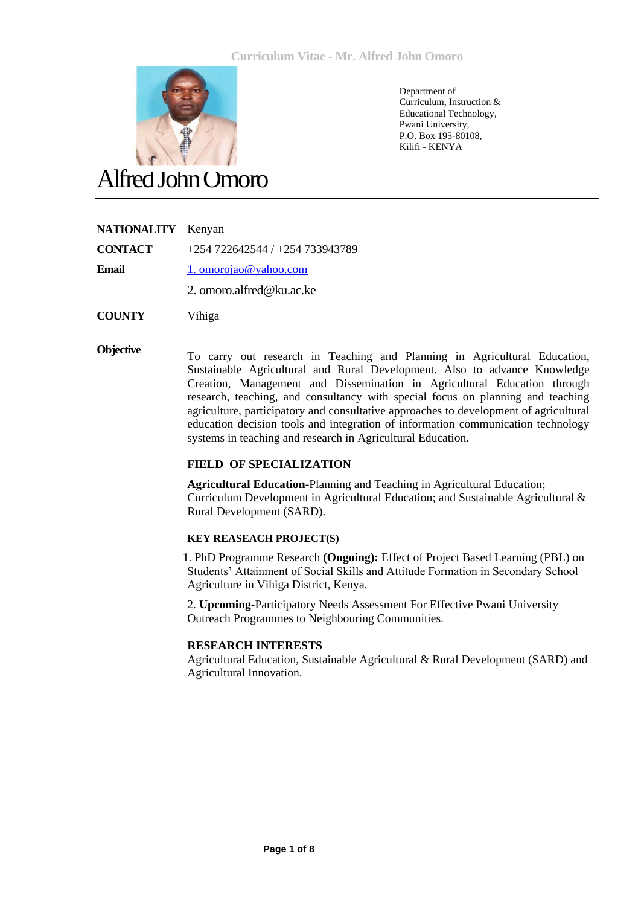Department of
Curriculum, Instruction &
Educational Technology,
Pwani University,
P.O. Box 195-80108,
Kilifi - KENYA

# Alfred John Omoro

| | |
|---|---|
| **NATIONALITY** | Kenyan |
| **CONTACT** | +254 722642544 / +254 733943789 |
| **Email** | 1. omorojao@yahoo.com |
| | 2. omoro.alfred@ku.ac.ke |
| **COUNTY** | Vihiga |

**Objective**

To carry out research in Teaching and Planning in Agricultural Education, Sustainable Agricultural and Rural Development. Also to advance Knowledge Creation, Management and Dissemination in Agricultural Education through research, teaching, and consultancy with special focus on planning and teaching agriculture, participatory and consultative approaches to development of agricultural education decision tools and integration of information communication technology systems in teaching and research in Agricultural Education.

## FIELD OF SPECIALIZATION

**Agricultural Education**-Planning and Teaching in Agricultural Education; Curriculum Development in Agricultural Education; and Sustainable Agricultural & Rural Development (SARD).

### KEY REASEACH PROJECT(S)

1. PhD Programme Research **(Ongoing):** Effect of Project Based Learning (PBL) on Students' Attainment of Social Skills and Attitude Formation in Secondary School Agriculture in Vihiga District, Kenya.

2. **Upcoming**-Participatory Needs Assessment For Effective Pwani University Outreach Programmes to Neighbouring Communities.

## RESEARCH INTERESTS

Agricultural Education, Sustainable Agricultural & Rural Development (SARD) and Agricultural Innovation.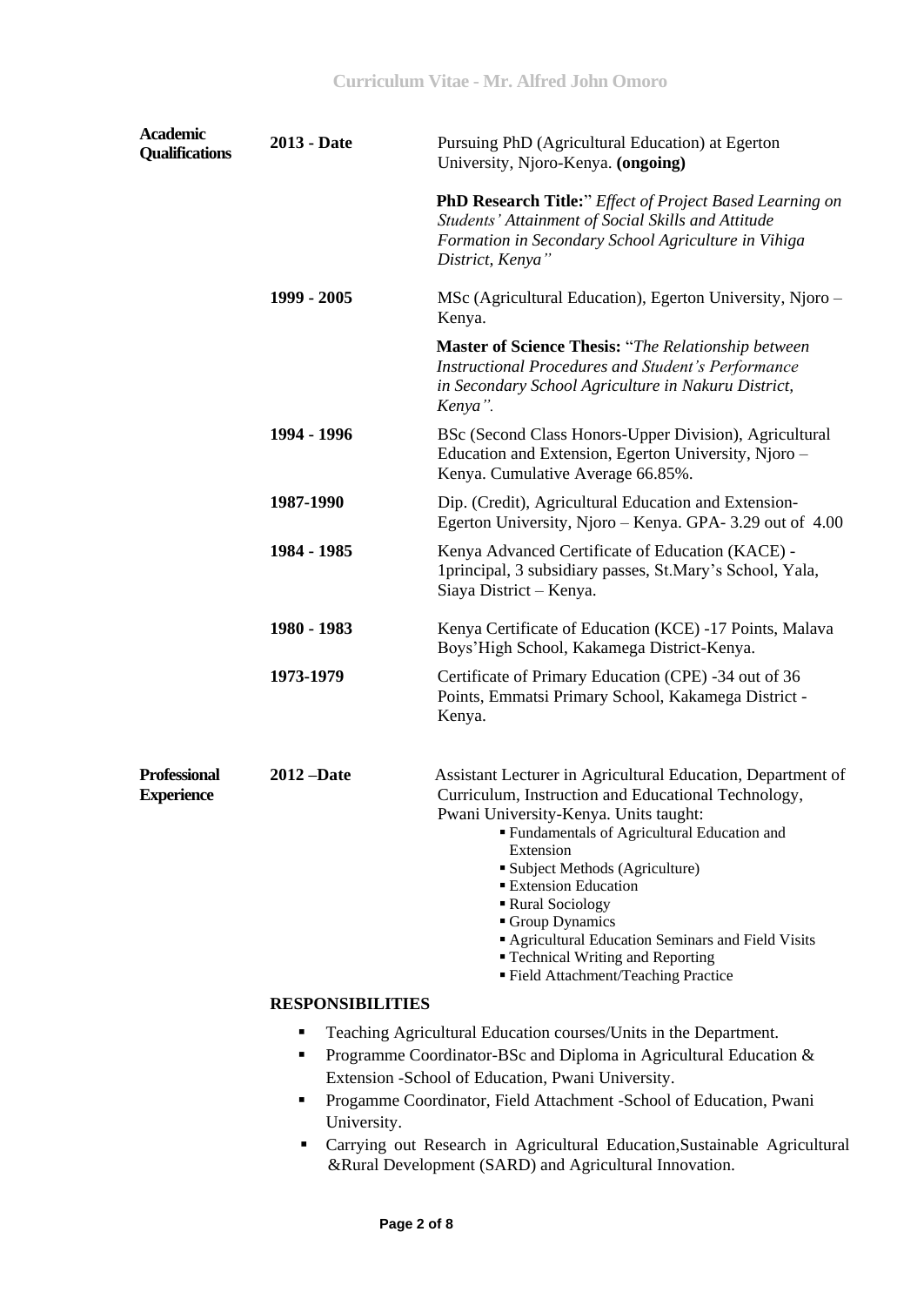| | | |
|---|---|---|
| **Academic Qualifications** | **2013 - Date** | Pursuing PhD (Agricultural Education) at Egerton University, Njoro-Kenya. **(ongoing)**<br><br>**PhD Research Title:**" *Effect of Project Based Learning on Students' Attainment of Social Skills and Attitude Formation in Secondary School Agriculture in Vihiga District, Kenya"* |
| | **1999 - 2005** | MSc (Agricultural Education), Egerton University, Njoro – Kenya.<br><br>**Master of Science Thesis:** "*The Relationship between Instructional Procedures and Student's Performance in Secondary School Agriculture in Nakuru District, Kenya".* |
| | **1994 - 1996** | BSc (Second Class Honors-Upper Division), Agricultural Education and Extension, Egerton University, Njoro – Kenya. Cumulative Average 66.85%. |
| | **1987-1990** | Dip. (Credit), Agricultural Education and Extension-Egerton University, Njoro – Kenya. GPA- 3.29 out of 4.00 |
| | **1984 - 1985** | Kenya Advanced Certificate of Education (KACE) - 1principal, 3 subsidiary passes, St.Mary's School, Yala, Siaya District – Kenya. |
| | **1980 - 1983** | Kenya Certificate of Education (KCE) -17 Points, Malava Boys'High School, Kakamega District-Kenya. |
| | **1973-1979** | Certificate of Primary Education (CPE) -34 out of 36 Points, Emmatsi Primary School, Kakamega District - Kenya. |
| **Professional Experience** | **2012 –Date** | Assistant Lecturer in Agricultural Education, Department of Curriculum, Instruction and Educational Technology, Pwani University-Kenya. Units taught:<br>▪ Fundamentals of Agricultural Education and Extension<br>▪ Subject Methods (Agriculture)<br>▪ Extension Education<br>▪ Rural Sociology<br>▪ Group Dynamics<br>▪ Agricultural Education Seminars and Field Visits<br>▪ Technical Writing and Reporting<br>▪ Field Attachment/Teaching Practice |

**RESPONSIBILITIES**

- Teaching Agricultural Education courses/Units in the Department.
- Programme Coordinator-BSc and Diploma in Agricultural Education & Extension -School of Education, Pwani University.
- Progamme Coordinator, Field Attachment -School of Education, Pwani University.
- Carrying out Research in Agricultural Education,Sustainable Agricultural &Rural Development (SARD) and Agricultural Innovation.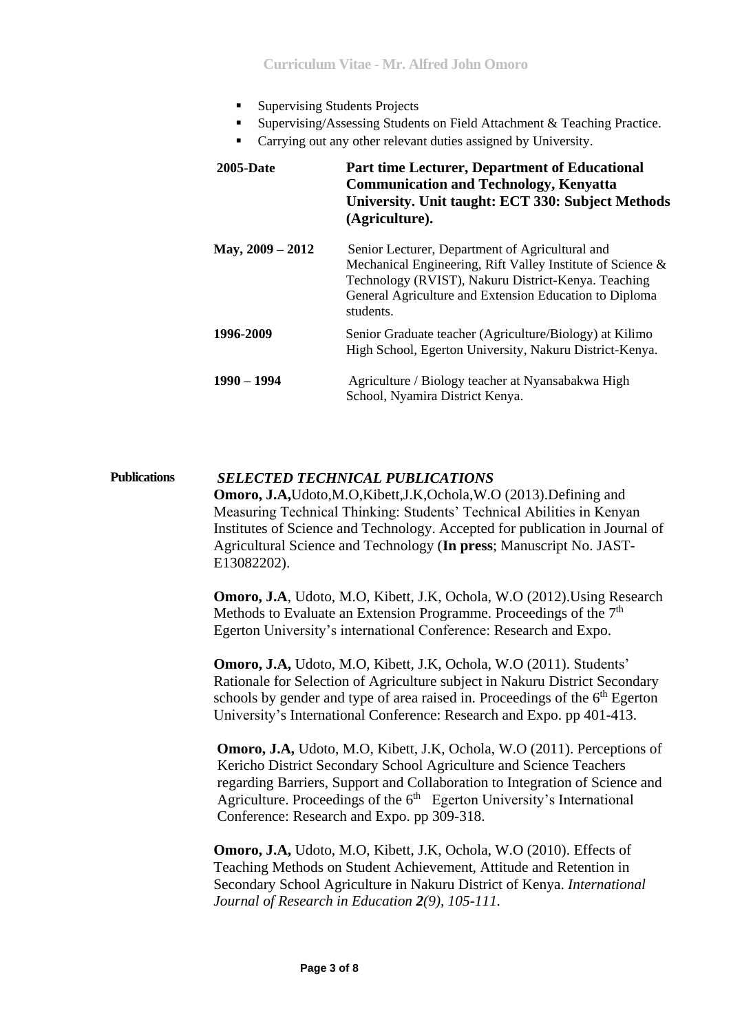- Supervising Students Projects
- Supervising/Assessing Students on Field Attachment & Teaching Practice.
- Carrying out any other relevant duties assigned by University.

| | |
|---|---|
| **2005-Date** | **Part time Lecturer, Department of Educational Communication and Technology, Kenyatta University. Unit taught: ECT 330: Subject Methods (Agriculture).** |
| **May, 2009 – 2012** | Senior Lecturer, Department of Agricultural and Mechanical Engineering, Rift Valley Institute of Science & Technology (RVIST), Nakuru District-Kenya. Teaching General Agriculture and Extension Education to Diploma students. |
| **1996-2009** | Senior Graduate teacher (Agriculture/Biology) at Kilimo High School, Egerton University, Nakuru District-Kenya. |
| **1990 – 1994** | Agriculture / Biology teacher at Nyansabakwa High School, Nyamira District Kenya. |

**Publications**

***SELECTED TECHNICAL PUBLICATIONS***

**Omoro, J.A,**Udoto,M.O,Kibett,J.K,Ochola,W.O (2013).Defining and Measuring Technical Thinking: Students' Technical Abilities in Kenyan Institutes of Science and Technology. Accepted for publication in Journal of Agricultural Science and Technology (**In press**; Manuscript No. JAST-E13082202).

**Omoro, J.A**, Udoto, M.O, Kibett, J.K, Ochola, W.O (2012).Using Research Methods to Evaluate an Extension Programme. Proceedings of the 7th Egerton University's international Conference: Research and Expo.

**Omoro, J.A,** Udoto, M.O, Kibett, J.K, Ochola, W.O (2011). Students' Rationale for Selection of Agriculture subject in Nakuru District Secondary schools by gender and type of area raised in. Proceedings of the 6th Egerton University's International Conference: Research and Expo. pp 401-413.

**Omoro, J.A,** Udoto, M.O, Kibett, J.K, Ochola, W.O (2011). Perceptions of Kericho District Secondary School Agriculture and Science Teachers regarding Barriers, Support and Collaboration to Integration of Science and Agriculture. Proceedings of the 6th Egerton University's International Conference: Research and Expo. pp 309-318.

**Omoro, J.A,** Udoto, M.O, Kibett, J.K, Ochola, W.O (2010). Effects of Teaching Methods on Student Achievement, Attitude and Retention in Secondary School Agriculture in Nakuru District of Kenya. *International Journal of Research in Education **2**(9), 105-111.*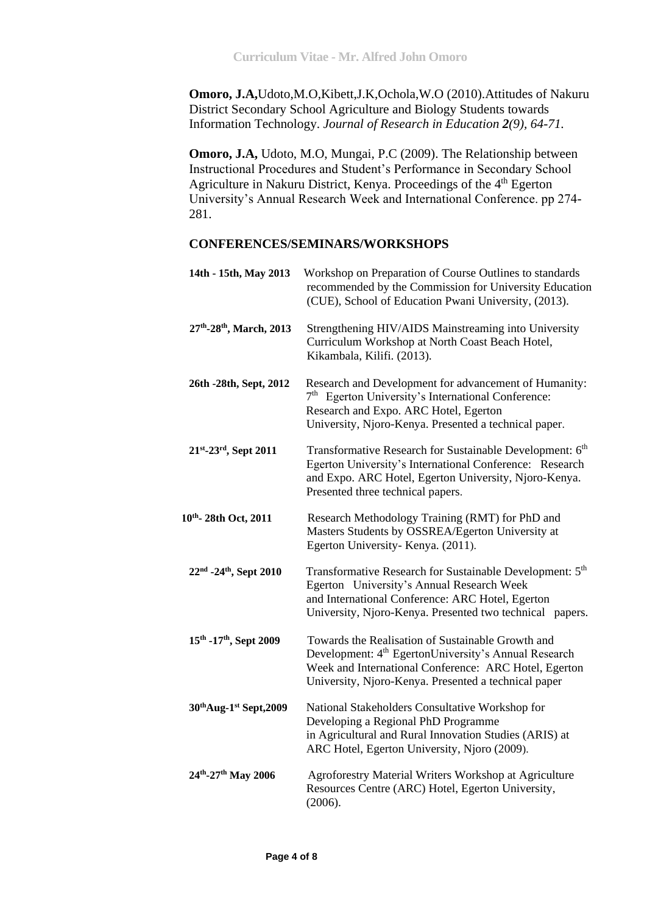**Omoro, J.A,**Udoto,M.O,Kibett,J.K,Ochola,W.O (2010).Attitudes of Nakuru District Secondary School Agriculture and Biology Students towards Information Technology. *Journal of Research in Education **2**(9), 64-71.*

**Omoro, J.A,** Udoto, M.O, Mungai, P.C (2009). The Relationship between Instructional Procedures and Student's Performance in Secondary School Agriculture in Nakuru District, Kenya. Proceedings of the 4th Egerton University's Annual Research Week and International Conference. pp 274-281.

## CONFERENCES/SEMINARS/WORKSHOPS

| | |
|---|---|
| **14th - 15th, May 2013** | Workshop on Preparation of Course Outlines to standards recommended by the Commission for University Education (CUE), School of Education Pwani University, (2013). |
| **27th-28th, March, 2013** | Strengthening HIV/AIDS Mainstreaming into University Curriculum Workshop at North Coast Beach Hotel, Kikambala, Kilifi. (2013). |
| **26th -28th, Sept, 2012** | Research and Development for advancement of Humanity: 7th Egerton University's International Conference: Research and Expo. ARC Hotel, Egerton University, Njoro-Kenya. Presented a technical paper. |
| **21st-23rd, Sept 2011** | Transformative Research for Sustainable Development: 6th Egerton University's International Conference: Research and Expo. ARC Hotel, Egerton University, Njoro-Kenya. Presented three technical papers. |
| **10th- 28th Oct, 2011** | Research Methodology Training (RMT) for PhD and Masters Students by OSSREA/Egerton University at Egerton University- Kenya. (2011). |
| **22nd -24th, Sept 2010** | Transformative Research for Sustainable Development: 5th Egerton University's Annual Research Week and International Conference: ARC Hotel, Egerton University, Njoro-Kenya. Presented two technical papers. |
| **15th -17th, Sept 2009** | Towards the Realisation of Sustainable Growth and Development: 4th EgertonUniversity's Annual Research Week and International Conference: ARC Hotel, Egerton University, Njoro-Kenya. Presented a technical paper |
| **30thAug-1st Sept,2009** | National Stakeholders Consultative Workshop for Developing a Regional PhD Programme in Agricultural and Rural Innovation Studies (ARIS) at ARC Hotel, Egerton University, Njoro (2009). |
| **24th-27th May 2006** | Agroforestry Material Writers Workshop at Agriculture Resources Centre (ARC) Hotel, Egerton University, (2006). |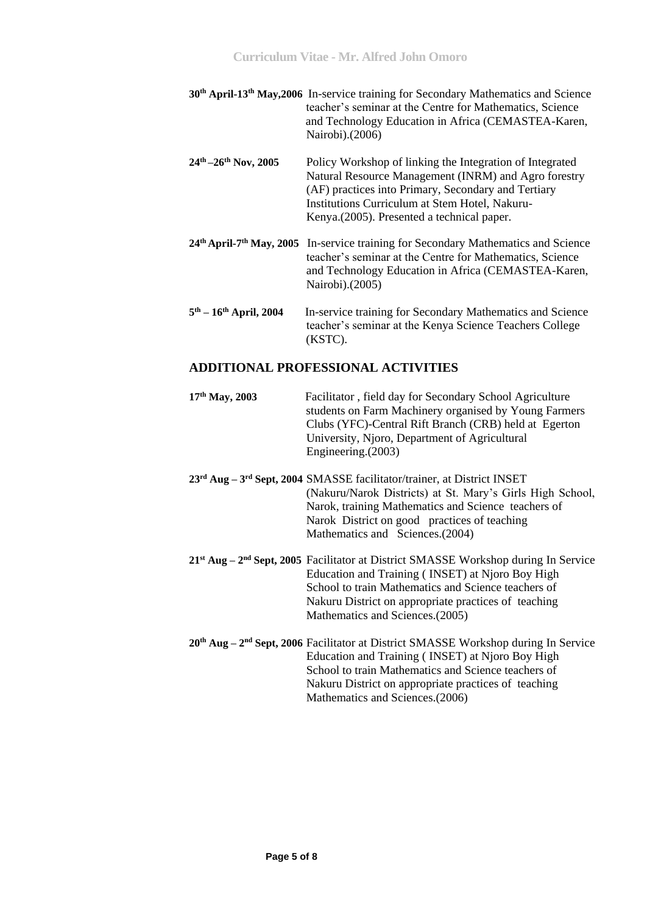**30th April-13th May,2006** In-service training for Secondary Mathematics and Science teacher's seminar at the Centre for Mathematics, Science and Technology Education in Africa (CEMASTEA-Karen, Nairobi).(2006)

**24th –26th Nov, 2005** Policy Workshop of linking the Integration of Integrated Natural Resource Management (INRM) and Agro forestry (AF) practices into Primary, Secondary and Tertiary Institutions Curriculum at Stem Hotel, Nakuru-Kenya.(2005). Presented a technical paper.

**24th April-7th May, 2005** In-service training for Secondary Mathematics and Science teacher's seminar at the Centre for Mathematics, Science and Technology Education in Africa (CEMASTEA-Karen, Nairobi).(2005)

**5th – 16th April, 2004** In-service training for Secondary Mathematics and Science teacher's seminar at the Kenya Science Teachers College (KSTC).

## ADDITIONAL PROFESSIONAL ACTIVITIES

**17th May, 2003** Facilitator , field day for Secondary School Agriculture students on Farm Machinery organised by Young Farmers Clubs (YFC)-Central Rift Branch (CRB) held at Egerton University, Njoro, Department of Agricultural Engineering.(2003)

**23rd Aug – 3rd Sept, 2004** SMASSE facilitator/trainer, at District INSET (Nakuru/Narok Districts) at St. Mary's Girls High School, Narok, training Mathematics and Science teachers of Narok District on good practices of teaching Mathematics and Sciences.(2004)

**21st Aug – 2nd Sept, 2005** Facilitator at District SMASSE Workshop during In Service Education and Training ( INSET) at Njoro Boy High School to train Mathematics and Science teachers of Nakuru District on appropriate practices of teaching Mathematics and Sciences.(2005)

**20th Aug – 2nd Sept, 2006** Facilitator at District SMASSE Workshop during In Service Education and Training ( INSET) at Njoro Boy High School to train Mathematics and Science teachers of Nakuru District on appropriate practices of teaching Mathematics and Sciences.(2006)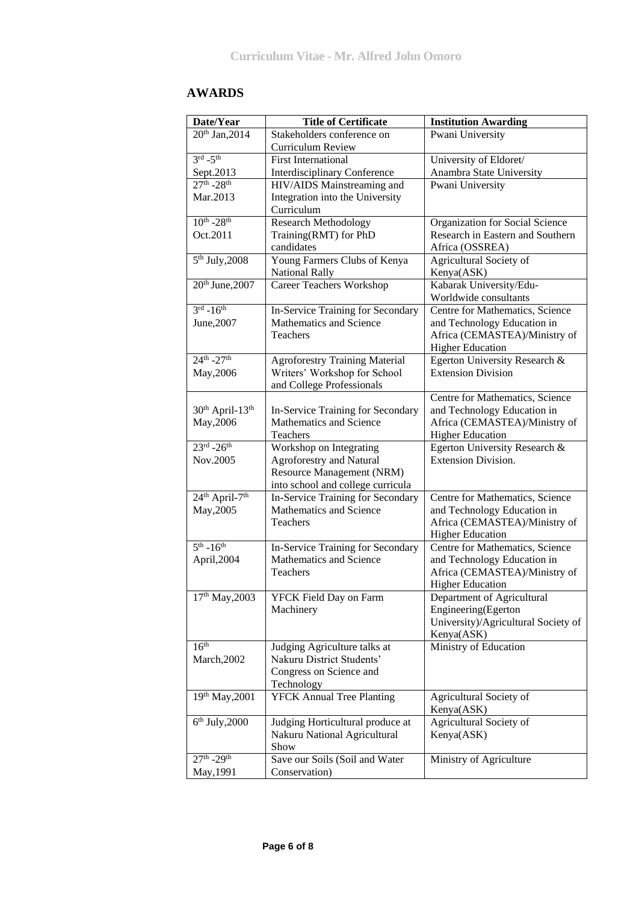## AWARDS

| Date/Year | Title of Certificate | Institution Awarding |
|---|---|---|
| 20th Jan,2014 | Stakeholders conference on Curriculum Review | Pwani University |
| 3rd -5th Sept.2013 | First International Interdisciplinary Conference | University of Eldoret/ Anambra State University |
| 27th -28th Mar.2013 | HIV/AIDS Mainstreaming and Integration into the University Curriculum | Pwani University |
| 10th -28th Oct.2011 | Research Methodology Training(RMT) for PhD candidates | Organization for Social Science Research in Eastern and Southern Africa (OSSREA) |
| 5th July,2008 | Young Farmers Clubs of Kenya National Rally | Agricultural Society of Kenya(ASK) |
| 20th June,2007 | Career Teachers Workshop | Kabarak University/Edu-Worldwide consultants |
| 3rd -16th June,2007 | In-Service Training for Secondary Mathematics and Science Teachers | Centre for Mathematics, Science and Technology Education in Africa (CEMASTEA)/Ministry of Higher Education |
| 24th -27th May,2006 | Agroforestry Training Material Writers' Workshop for School and College Professionals | Egerton University Research & Extension Division |
| 30th April-13th May,2006 | In-Service Training for Secondary Mathematics and Science Teachers | Centre for Mathematics, Science and Technology Education in Africa (CEMASTEA)/Ministry of Higher Education |
| 23rd -26th Nov.2005 | Workshop on Integrating Agroforestry and Natural Resource Management (NRM) into school and college curricula | Egerton University Research & Extension Division. |
| 24th April-7th May,2005 | In-Service Training for Secondary Mathematics and Science Teachers | Centre for Mathematics, Science and Technology Education in Africa (CEMASTEA)/Ministry of Higher Education |
| 5th -16th April,2004 | In-Service Training for Secondary Mathematics and Science Teachers | Centre for Mathematics, Science and Technology Education in Africa (CEMASTEA)/Ministry of Higher Education |
| 17th May,2003 | YFCK Field Day on Farm Machinery | Department of Agricultural Engineering(Egerton University)/Agricultural Society of Kenya(ASK) |
| 16th March,2002 | Judging Agriculture talks at Nakuru District Students' Congress on Science and Technology | Ministry of Education |
| 19th May,2001 | YFCK Annual Tree Planting | Agricultural Society of Kenya(ASK) |
| 6th July,2000 | Judging Horticultural produce at Nakuru National Agricultural Show | Agricultural Society of Kenya(ASK) |
| 27th -29th May,1991 | Save our Soils (Soil and Water Conservation) | Ministry of Agriculture |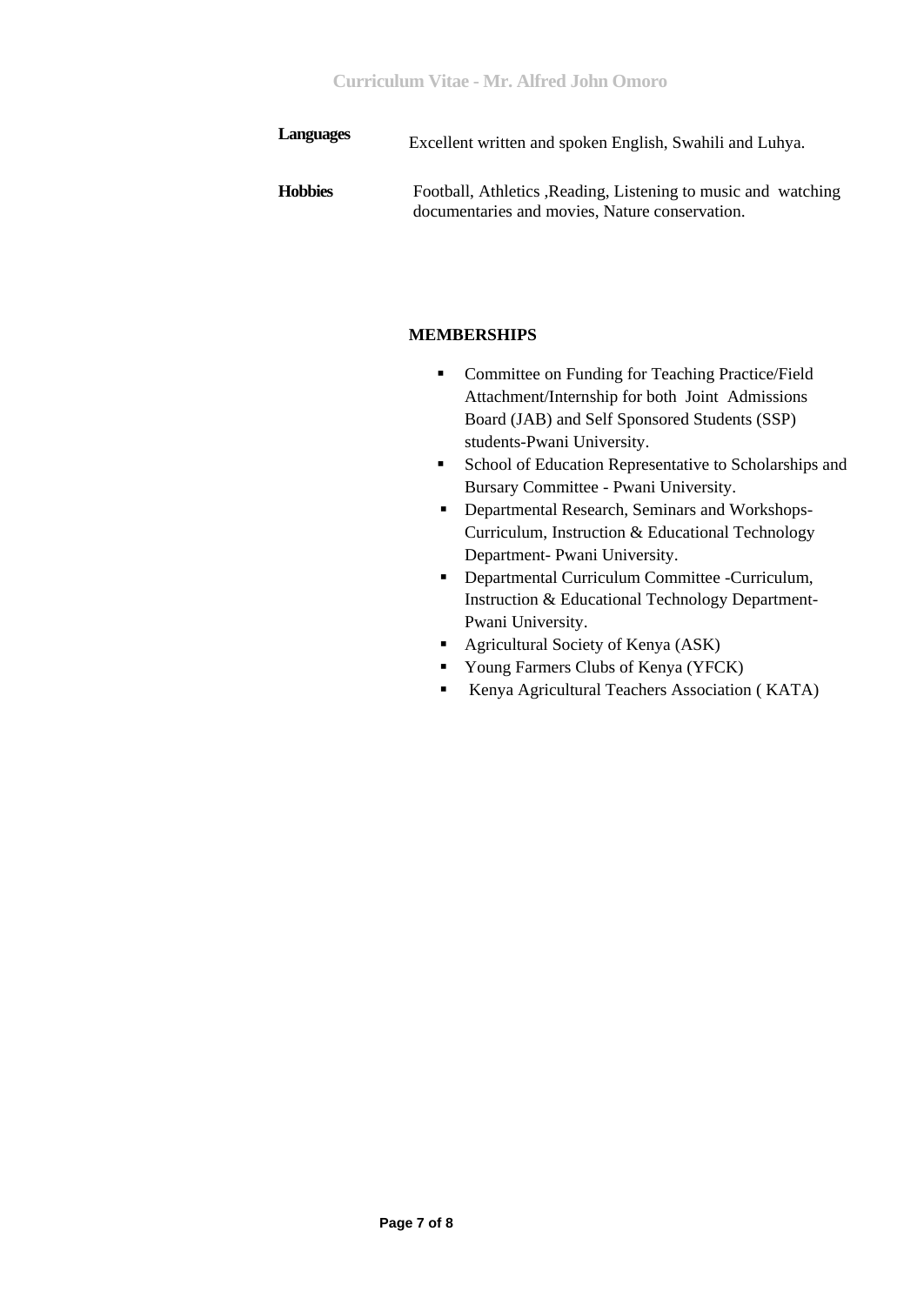**Languages** Excellent written and spoken English, Swahili and Luhya.

**Hobbies** Football, Athletics ,Reading, Listening to music and watching documentaries and movies, Nature conservation.

**MEMBERSHIPS**

- Committee on Funding for Teaching Practice/Field Attachment/Internship for both Joint Admissions Board (JAB) and Self Sponsored Students (SSP) students-Pwani University.
- School of Education Representative to Scholarships and Bursary Committee - Pwani University.
- Departmental Research, Seminars and Workshops- Curriculum, Instruction & Educational Technology Department- Pwani University.
- Departmental Curriculum Committee -Curriculum, Instruction & Educational Technology Department- Pwani University.
- Agricultural Society of Kenya (ASK)
- Young Farmers Clubs of Kenya (YFCK)
- Kenya Agricultural Teachers Association ( KATA)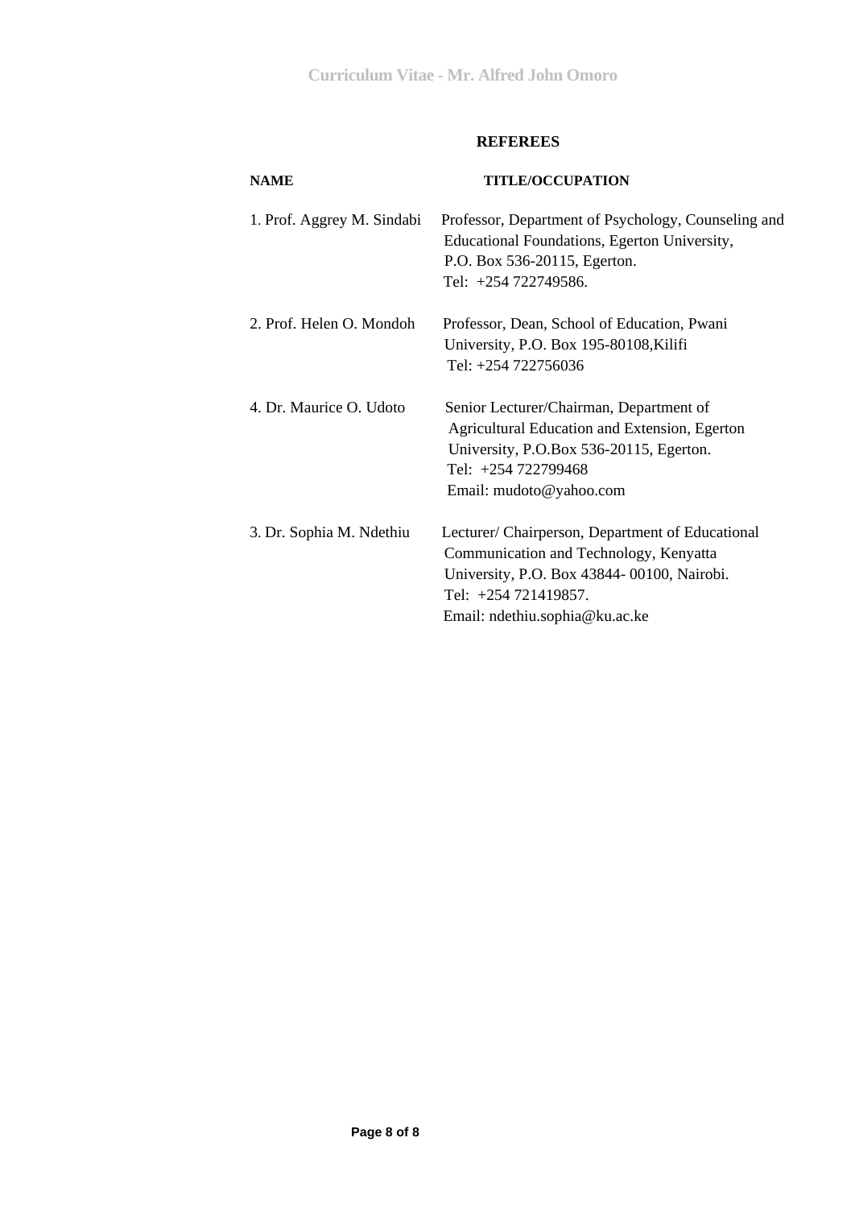## REFEREES

| NAME | TITLE/OCCUPATION |
|---|---|
| 1. Prof. Aggrey M. Sindabi | Professor, Department of Psychology, Counseling and Educational Foundations, Egerton University, P.O. Box 536-20115, Egerton. Tel: +254 722749586. |
| 2. Prof. Helen O. Mondoh | Professor, Dean, School of Education, Pwani University, P.O. Box 195-80108,Kilifi Tel: +254 722756036 |
| 4. Dr. Maurice O. Udoto | Senior Lecturer/Chairman, Department of Agricultural Education and Extension, Egerton University, P.O.Box 536-20115, Egerton. Tel: +254 722799468 Email: mudoto@yahoo.com |
| 3. Dr. Sophia M. Ndethiu | Lecturer/ Chairperson, Department of Educational Communication and Technology, Kenyatta University, P.O. Box 43844- 00100, Nairobi. Tel: +254 721419857. Email: ndethiu.sophia@ku.ac.ke |